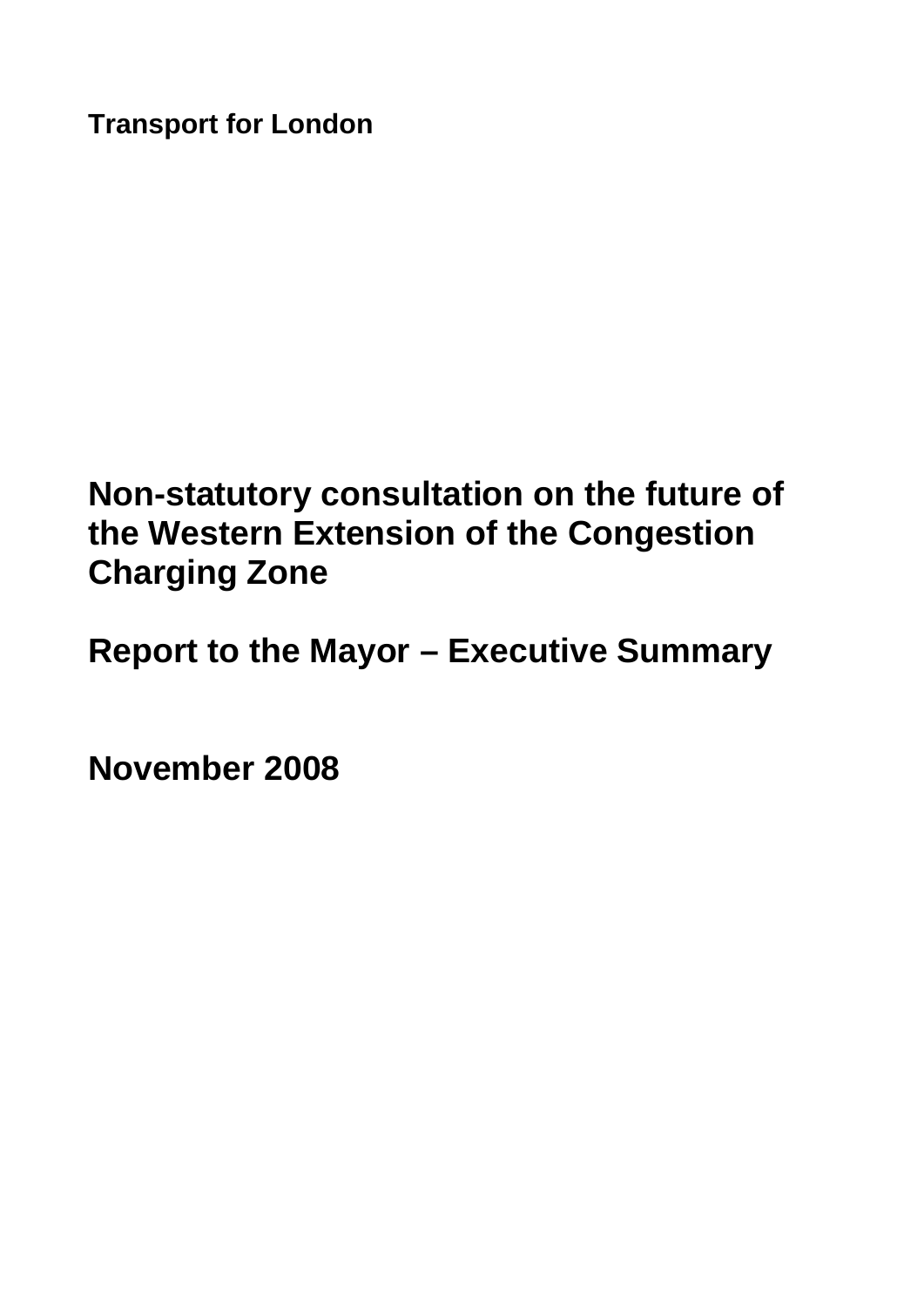**Transport for London**

# Non-statutory consultation on the future of the Western Extension of the Congestion Charging Zone

## Report to the Mayor – Executive Summary

## November 2008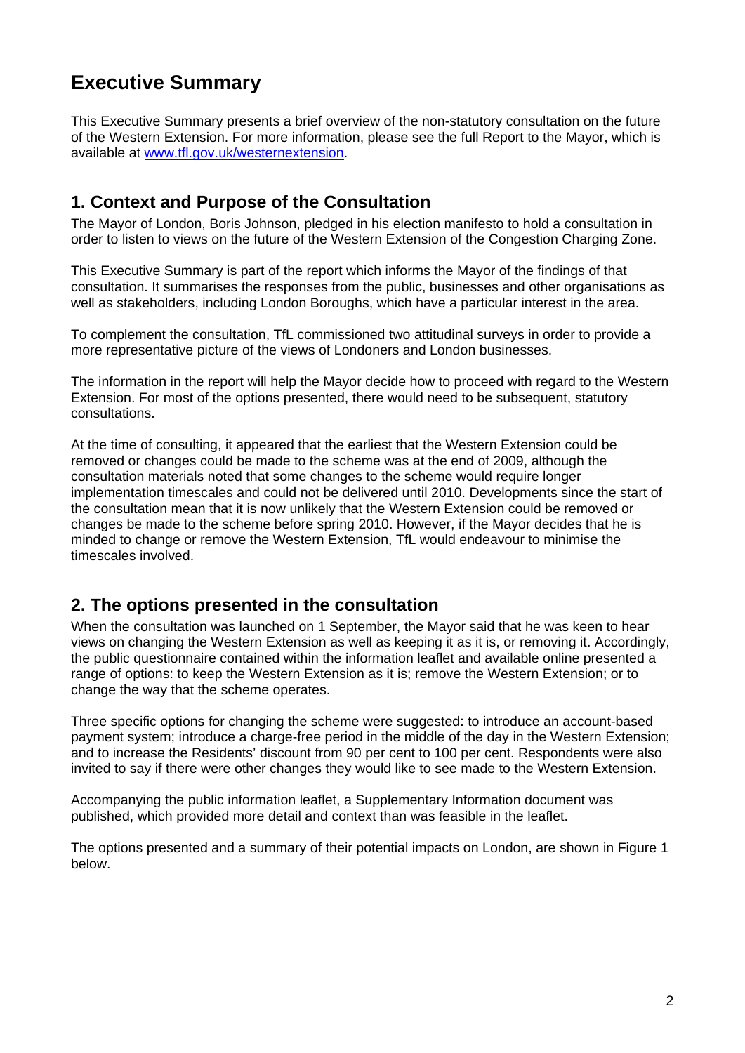# Executive Summary

This Executive Summary presents a brief overview of the non-statutory consultation on the future of the Western Extension. For more information, please see the full Report to the Mayor, which is available at [www.tfl.gov.uk/westernextension](www.tfl.gov.uk/westernextension).

## 1. Context and Purpose of the Consultation

The Mayor of London, Boris Johnson, pledged in his election manifesto to hold a consultation in order to listen to views on the future of the Western Extension of the Congestion Charging Zone.

This Executive Summary is part of the report which informs the Mayor of the findings of that consultation. It summarises the responses from the public, businesses and other organisations as well as stakeholders, including London Boroughs, which have a particular interest in the area.

To complement the consultation, TfL commissioned two attitudinal surveys in order to provide a more representative picture of the views of Londoners and London businesses.

The information in the report will help the Mayor decide how to proceed with regard to the Western Extension. For most of the options presented, there would need to be subsequent, statutory consultations.

At the time of consulting, it appeared that the earliest that the Western Extension could be removed or changes could be made to the scheme was at the end of 2009, although the consultation materials noted that some changes to the scheme would require longer implementation timescales and could not be delivered until 2010. Developments since the start of the consultation mean that it is now unlikely that the Western Extension could be removed or changes be made to the scheme before spring 2010. However, if the Mayor decides that he is minded to change or remove the Western Extension, TfL would endeavour to minimise the timescales involved.

## 2. The options presented in the consultation

When the consultation was launched on 1 September, the Mayor said that he was keen to hear views on changing the Western Extension as well as keeping it as it is, or removing it. Accordingly, the public questionnaire contained within the information leaflet and available online presented a range of options: to keep the Western Extension as it is; remove the Western Extension; or to change the way that the scheme operates.

Three specific options for changing the scheme were suggested: to introduce an account-based payment system; introduce a charge-free period in the middle of the day in the Western Extension; and to increase the Residents' discount from 90 per cent to 100 per cent. Respondents were also invited to say if there were other changes they would like to see made to the Western Extension.

Accompanying the public information leaflet, a Supplementary Information document was published, which provided more detail and context than was feasible in the leaflet.

The options presented and a summary of their potential impacts on London, are shown in Figure 1 below.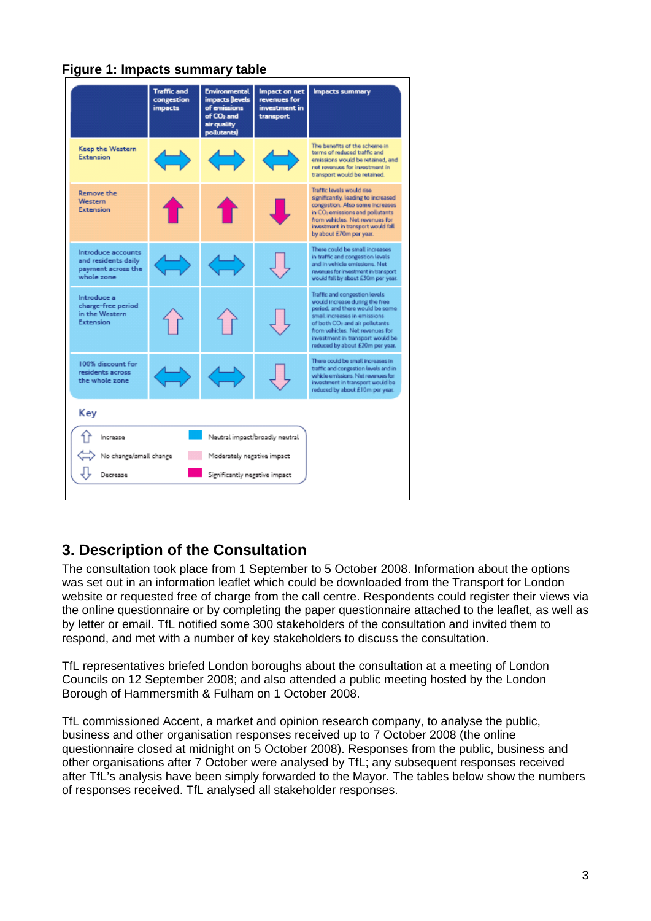**Figure 1: Impacts summary table**

| | Traffic and congestion impacts | Environmental impacts (levels of emissions of $CO_2$ and air quality pollutants) | Impact on net revenues for investment in transport | Impacts summary |
|---|---|---|---|---|
| Keep the Western Extension | ⇔ (Neutral impact/broadly neutral) | ⇔ (Neutral impact/broadly neutral) | ⇔ (Neutral impact/broadly neutral) | The benefits of the scheme in terms of reduced traffic and emissions would be retained, and net revenues for investment in transport would be retained. |
| Remove the Western Extension | ⇧ (Significantly negative impact) | ⇧ (Significantly negative impact) | ⇩ (Significantly negative impact) | Traffic levels would rise significantly, leading to increased congestion. Also some increases in $CO_2$ emissions and pollutants from vehicles. Net revenues for investment in transport would fall by about £70m per year. |
| Introduce accounts and residents daily payment across the whole zone | ⇔ (Neutral impact/broadly neutral) | ⇔ (Neutral impact/broadly neutral) | ⇩ (Moderately negative impact) | There could be small increases in traffic and congestion levels and in vehicle emissions. Net revenues for investment in transport would fall by about £30m per year. |
| Introduce a charge-free period in the Western Extension | ⇧ (Moderately negative impact) | ⇧ (Moderately negative impact) | ⇩ (Moderately negative impact) | Traffic and congestion levels would increase during the free period, and there would be some small increases in emissions of both $CO_2$ and air pollutants from vehicles. Net revenues for investment in transport would be reduced by about £20m per year. |
| 100% discount for residents across the whole zone | ⇔ (Neutral impact/broadly neutral) | ⇔ (Neutral impact/broadly neutral) | ⇩ (Moderately negative impact) | There could be small increases in traffic and congestion levels and in vehicle emissions. Net revenues for investment in transport would be reduced by about £10m per year. |

**Key**

- ⇧ Increase
- ⇔ No change/small change
- ⇩ Decrease
- Blue: Neutral impact/broadly neutral
- Light pink: Moderately negative impact
- Magenta: Significantly negative impact

## 3. Description of the Consultation

The consultation took place from 1 September to 5 October 2008. Information about the options was set out in an information leaflet which could be downloaded from the Transport for London website or requested free of charge from the call centre. Respondents could register their views via the online questionnaire or by completing the paper questionnaire attached to the leaflet, as well as by letter or email. TfL notified some 300 stakeholders of the consultation and invited them to respond, and met with a number of key stakeholders to discuss the consultation.

TfL representatives briefed London boroughs about the consultation at a meeting of London Councils on 12 September 2008; and also attended a public meeting hosted by the London Borough of Hammersmith & Fulham on 1 October 2008.

TfL commissioned Accent, a market and opinion research company, to analyse the public, business and other organisation responses received up to 7 October 2008 (the online questionnaire closed at midnight on 5 October 2008). Responses from the public, business and other organisations after 7 October were analysed by TfL; any subsequent responses received after TfL's analysis have been simply forwarded to the Mayor. The tables below show the numbers of responses received. TfL analysed all stakeholder responses.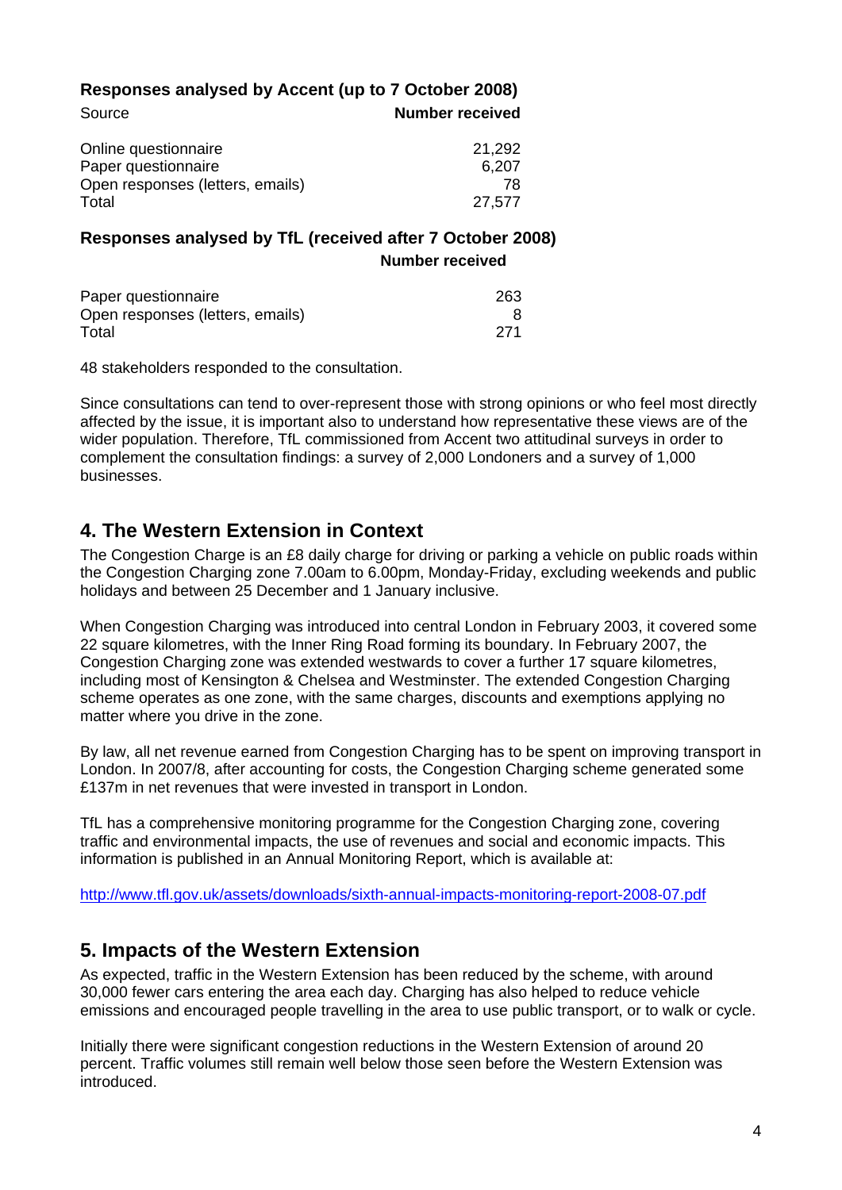**Responses analysed by Accent (up to 7 October 2008)**

| Source | Number received |
|---|---|
| Online questionnaire | 21,292 |
| Paper questionnaire | 6,207 |
| Open responses (letters, emails) | 78 |
| Total | 27,577 |

**Responses analysed by TfL (received after 7 October 2008)**

| | Number received |
|---|---|
| Paper questionnaire | 263 |
| Open responses (letters, emails) | 8 |
| Total | 271 |

48 stakeholders responded to the consultation.

Since consultations can tend to over-represent those with strong opinions or who feel most directly affected by the issue, it is important also to understand how representative these views are of the wider population. Therefore, TfL commissioned from Accent two attitudinal surveys in order to complement the consultation findings: a survey of 2,000 Londoners and a survey of 1,000 businesses.

## 4. The Western Extension in Context

The Congestion Charge is an £8 daily charge for driving or parking a vehicle on public roads within the Congestion Charging zone 7.00am to 6.00pm, Monday-Friday, excluding weekends and public holidays and between 25 December and 1 January inclusive.

When Congestion Charging was introduced into central London in February 2003, it covered some 22 square kilometres, with the Inner Ring Road forming its boundary. In February 2007, the Congestion Charging zone was extended westwards to cover a further 17 square kilometres, including most of Kensington & Chelsea and Westminster. The extended Congestion Charging scheme operates as one zone, with the same charges, discounts and exemptions applying no matter where you drive in the zone.

By law, all net revenue earned from Congestion Charging has to be spent on improving transport in London. In 2007/8, after accounting for costs, the Congestion Charging scheme generated some £137m in net revenues that were invested in transport in London.

TfL has a comprehensive monitoring programme for the Congestion Charging zone, covering traffic and environmental impacts, the use of revenues and social and economic impacts. This information is published in an Annual Monitoring Report, which is available at:

http://www.tfl.gov.uk/assets/downloads/sixth-annual-impacts-monitoring-report-2008-07.pdf

## 5. Impacts of the Western Extension

As expected, traffic in the Western Extension has been reduced by the scheme, with around 30,000 fewer cars entering the area each day. Charging has also helped to reduce vehicle emissions and encouraged people travelling in the area to use public transport, or to walk or cycle.

Initially there were significant congestion reductions in the Western Extension of around 20 percent. Traffic volumes still remain well below those seen before the Western Extension was introduced.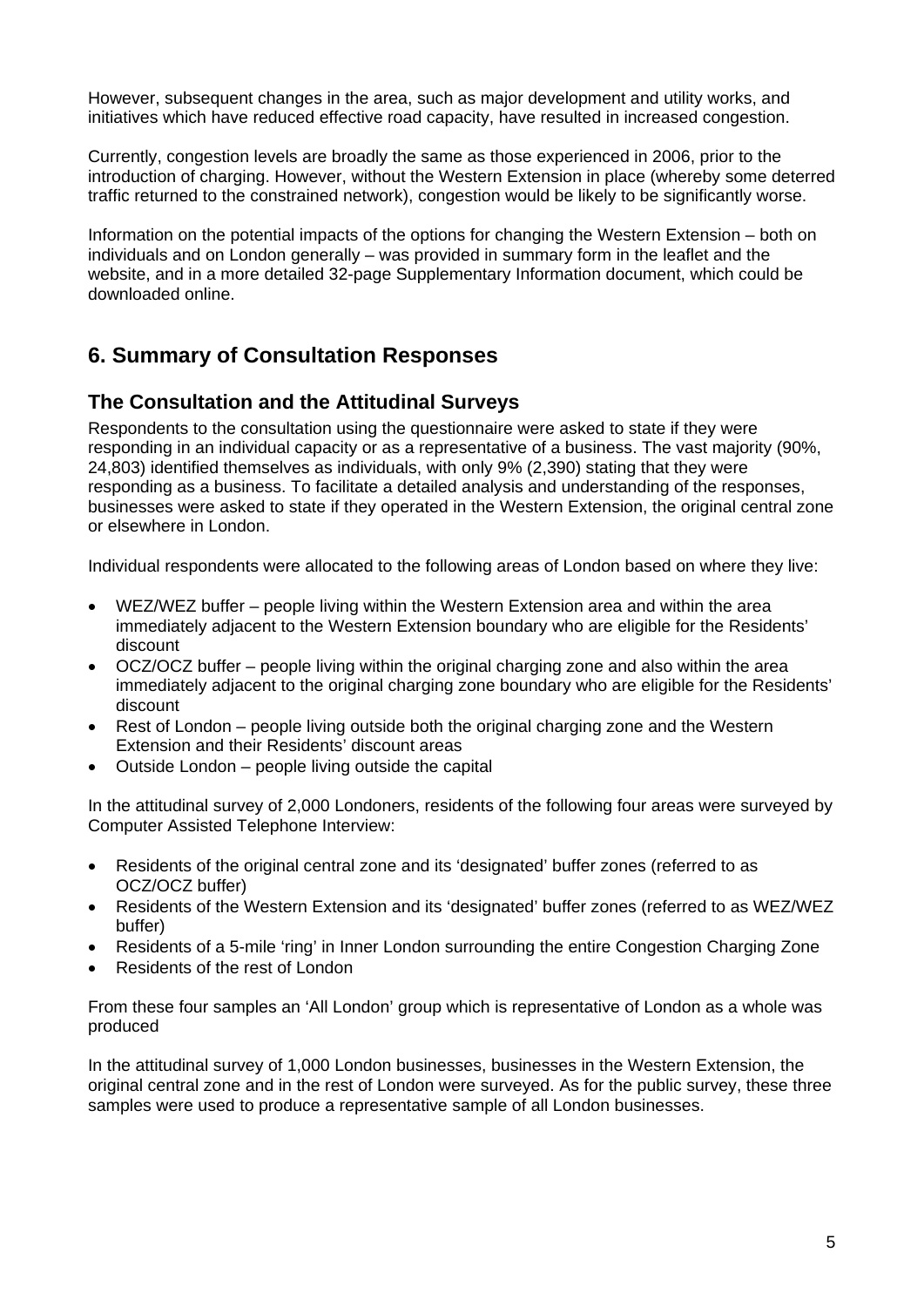However, subsequent changes in the area, such as major development and utility works, and initiatives which have reduced effective road capacity, have resulted in increased congestion.

Currently, congestion levels are broadly the same as those experienced in 2006, prior to the introduction of charging. However, without the Western Extension in place (whereby some deterred traffic returned to the constrained network), congestion would be likely to be significantly worse.

Information on the potential impacts of the options for changing the Western Extension – both on individuals and on London generally – was provided in summary form in the leaflet and the website, and in a more detailed 32-page Supplementary Information document, which could be downloaded online.

## 6. Summary of Consultation Responses

### The Consultation and the Attitudinal Surveys

Respondents to the consultation using the questionnaire were asked to state if they were responding in an individual capacity or as a representative of a business. The vast majority (90%, 24,803) identified themselves as individuals, with only 9% (2,390) stating that they were responding as a business. To facilitate a detailed analysis and understanding of the responses, businesses were asked to state if they operated in the Western Extension, the original central zone or elsewhere in London.

Individual respondents were allocated to the following areas of London based on where they live:

- WEZ/WEZ buffer – people living within the Western Extension area and within the area immediately adjacent to the Western Extension boundary who are eligible for the Residents' discount
- OCZ/OCZ buffer – people living within the original charging zone and also within the area immediately adjacent to the original charging zone boundary who are eligible for the Residents' discount
- Rest of London – people living outside both the original charging zone and the Western Extension and their Residents' discount areas
- Outside London – people living outside the capital

In the attitudinal survey of 2,000 Londoners, residents of the following four areas were surveyed by Computer Assisted Telephone Interview:

- Residents of the original central zone and its 'designated' buffer zones (referred to as OCZ/OCZ buffer)
- Residents of the Western Extension and its 'designated' buffer zones (referred to as WEZ/WEZ buffer)
- Residents of a 5-mile 'ring' in Inner London surrounding the entire Congestion Charging Zone
- Residents of the rest of London

From these four samples an 'All London' group which is representative of London as a whole was produced

In the attitudinal survey of 1,000 London businesses, businesses in the Western Extension, the original central zone and in the rest of London were surveyed. As for the public survey, these three samples were used to produce a representative sample of all London businesses.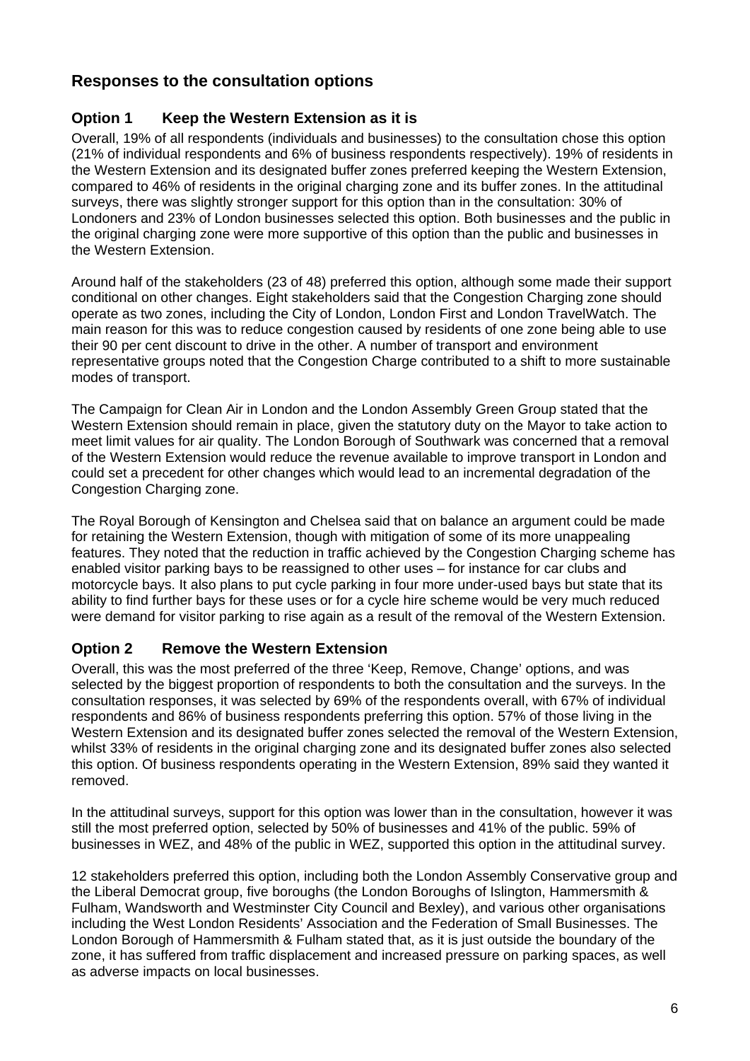## Responses to the consultation options

### Option 1 Keep the Western Extension as it is

Overall, 19% of all respondents (individuals and businesses) to the consultation chose this option (21% of individual respondents and 6% of business respondents respectively). 19% of residents in the Western Extension and its designated buffer zones preferred keeping the Western Extension, compared to 46% of residents in the original charging zone and its buffer zones. In the attitudinal surveys, there was slightly stronger support for this option than in the consultation: 30% of Londoners and 23% of London businesses selected this option. Both businesses and the public in the original charging zone were more supportive of this option than the public and businesses in the Western Extension.

Around half of the stakeholders (23 of 48) preferred this option, although some made their support conditional on other changes. Eight stakeholders said that the Congestion Charging zone should operate as two zones, including the City of London, London First and London TravelWatch. The main reason for this was to reduce congestion caused by residents of one zone being able to use their 90 per cent discount to drive in the other. A number of transport and environment representative groups noted that the Congestion Charge contributed to a shift to more sustainable modes of transport.

The Campaign for Clean Air in London and the London Assembly Green Group stated that the Western Extension should remain in place, given the statutory duty on the Mayor to take action to meet limit values for air quality. The London Borough of Southwark was concerned that a removal of the Western Extension would reduce the revenue available to improve transport in London and could set a precedent for other changes which would lead to an incremental degradation of the Congestion Charging zone.

The Royal Borough of Kensington and Chelsea said that on balance an argument could be made for retaining the Western Extension, though with mitigation of some of its more unappealing features. They noted that the reduction in traffic achieved by the Congestion Charging scheme has enabled visitor parking bays to be reassigned to other uses – for instance for car clubs and motorcycle bays. It also plans to put cycle parking in four more under-used bays but state that its ability to find further bays for these uses or for a cycle hire scheme would be very much reduced were demand for visitor parking to rise again as a result of the removal of the Western Extension.

### Option 2 Remove the Western Extension

Overall, this was the most preferred of the three 'Keep, Remove, Change' options, and was selected by the biggest proportion of respondents to both the consultation and the surveys. In the consultation responses, it was selected by 69% of the respondents overall, with 67% of individual respondents and 86% of business respondents preferring this option. 57% of those living in the Western Extension and its designated buffer zones selected the removal of the Western Extension, whilst 33% of residents in the original charging zone and its designated buffer zones also selected this option. Of business respondents operating in the Western Extension, 89% said they wanted it removed.

In the attitudinal surveys, support for this option was lower than in the consultation, however it was still the most preferred option, selected by 50% of businesses and 41% of the public. 59% of businesses in WEZ, and 48% of the public in WEZ, supported this option in the attitudinal survey.

12 stakeholders preferred this option, including both the London Assembly Conservative group and the Liberal Democrat group, five boroughs (the London Boroughs of Islington, Hammersmith & Fulham, Wandsworth and Westminster City Council and Bexley), and various other organisations including the West London Residents' Association and the Federation of Small Businesses. The London Borough of Hammersmith & Fulham stated that, as it is just outside the boundary of the zone, it has suffered from traffic displacement and increased pressure on parking spaces, as well as adverse impacts on local businesses.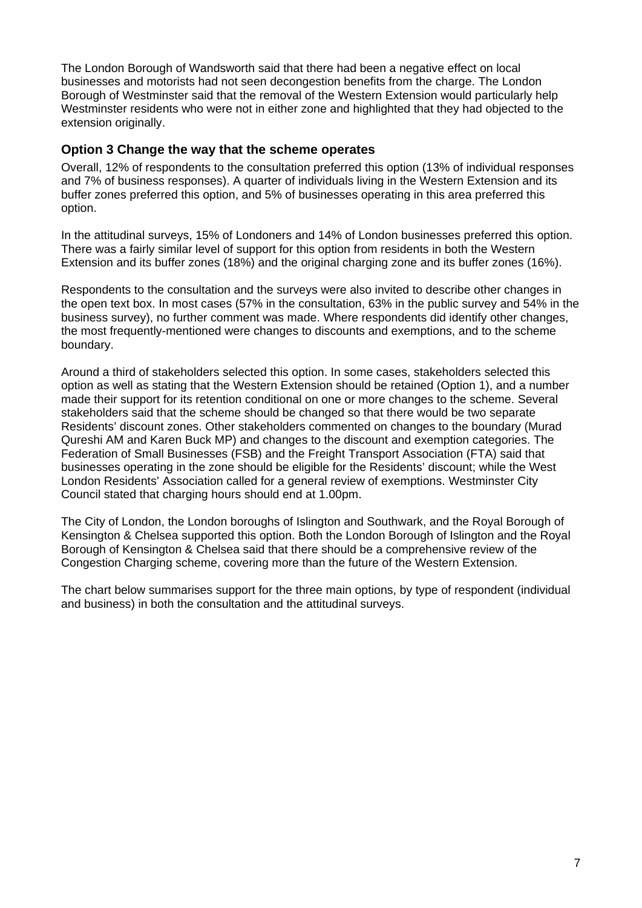The London Borough of Wandsworth said that there had been a negative effect on local businesses and motorists had not seen decongestion benefits from the charge. The London Borough of Westminster said that the removal of the Western Extension would particularly help Westminster residents who were not in either zone and highlighted that they had objected to the extension originally.

### Option 3 Change the way that the scheme operates

Overall, 12% of respondents to the consultation preferred this option (13% of individual responses and 7% of business responses). A quarter of individuals living in the Western Extension and its buffer zones preferred this option, and 5% of businesses operating in this area preferred this option.

In the attitudinal surveys, 15% of Londoners and 14% of London businesses preferred this option. There was a fairly similar level of support for this option from residents in both the Western Extension and its buffer zones (18%) and the original charging zone and its buffer zones (16%).

Respondents to the consultation and the surveys were also invited to describe other changes in the open text box. In most cases (57% in the consultation, 63% in the public survey and 54% in the business survey), no further comment was made. Where respondents did identify other changes, the most frequently-mentioned were changes to discounts and exemptions, and to the scheme boundary.

Around a third of stakeholders selected this option. In some cases, stakeholders selected this option as well as stating that the Western Extension should be retained (Option 1), and a number made their support for its retention conditional on one or more changes to the scheme. Several stakeholders said that the scheme should be changed so that there would be two separate Residents' discount zones. Other stakeholders commented on changes to the boundary (Murad Qureshi AM and Karen Buck MP) and changes to the discount and exemption categories. The Federation of Small Businesses (FSB) and the Freight Transport Association (FTA) said that businesses operating in the zone should be eligible for the Residents' discount; while the West London Residents' Association called for a general review of exemptions. Westminster City Council stated that charging hours should end at 1.00pm.

The City of London, the London boroughs of Islington and Southwark, and the Royal Borough of Kensington & Chelsea supported this option. Both the London Borough of Islington and the Royal Borough of Kensington & Chelsea said that there should be a comprehensive review of the Congestion Charging scheme, covering more than the future of the Western Extension.

The chart below summarises support for the three main options, by type of respondent (individual and business) in both the consultation and the attitudinal surveys.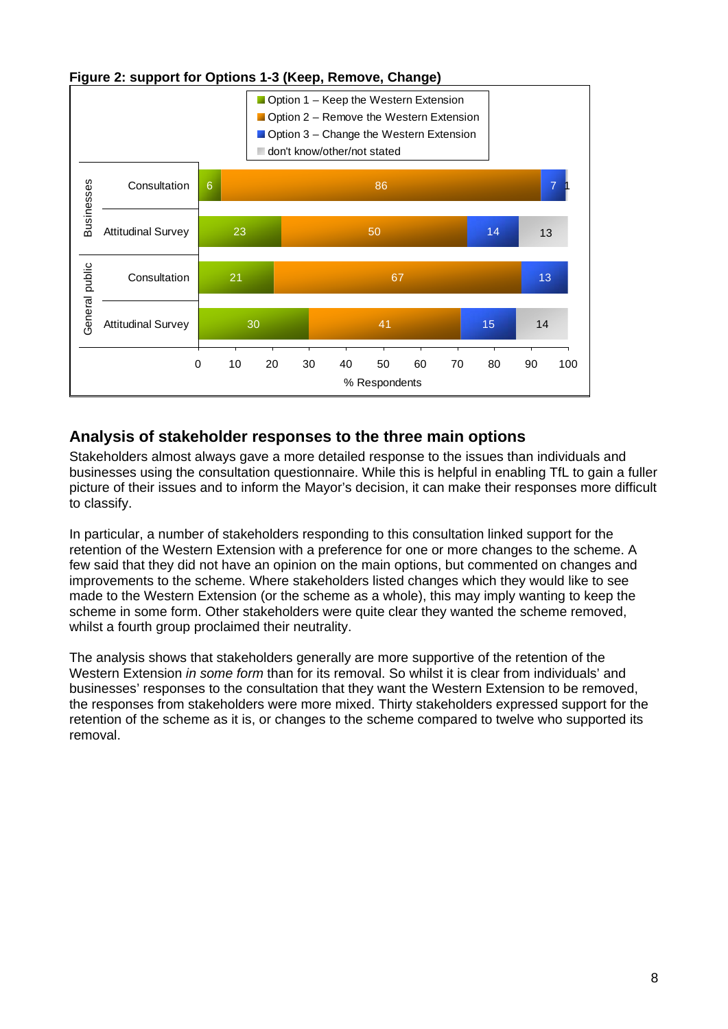**Figure 2: support for Options 1-3 (Keep, Remove, Change)**

| | | Option 1 – Keep the Western Extension | Option 2 – Remove the Western Extension | Option 3 – Change the Western Extension | don't know/other/not stated |
|---|---|---|---|---|---|
| Businesses | Consultation | 6 | 86 | 7 | 1 |
| Businesses | Attitudinal Survey | 23 | 50 | 14 | 13 |
| General public | Consultation | 21 | 67 | 13 | |
| General public | Attitudinal Survey | 30 | 41 | 15 | 14 |

% Respondents

## Analysis of stakeholder responses to the three main options

Stakeholders almost always gave a more detailed response to the issues than individuals and businesses using the consultation questionnaire. While this is helpful in enabling TfL to gain a fuller picture of their issues and to inform the Mayor's decision, it can make their responses more difficult to classify.

In particular, a number of stakeholders responding to this consultation linked support for the retention of the Western Extension with a preference for one or more changes to the scheme. A few said that they did not have an opinion on the main options, but commented on changes and improvements to the scheme. Where stakeholders listed changes which they would like to see made to the Western Extension (or the scheme as a whole), this may imply wanting to keep the scheme in some form. Other stakeholders were quite clear they wanted the scheme removed, whilst a fourth group proclaimed their neutrality.

The analysis shows that stakeholders generally are more supportive of the retention of the Western Extension *in some form* than for its removal. So whilst it is clear from individuals' and businesses' responses to the consultation that they want the Western Extension to be removed, the responses from stakeholders were more mixed. Thirty stakeholders expressed support for the retention of the scheme as it is, or changes to the scheme compared to twelve who supported its removal.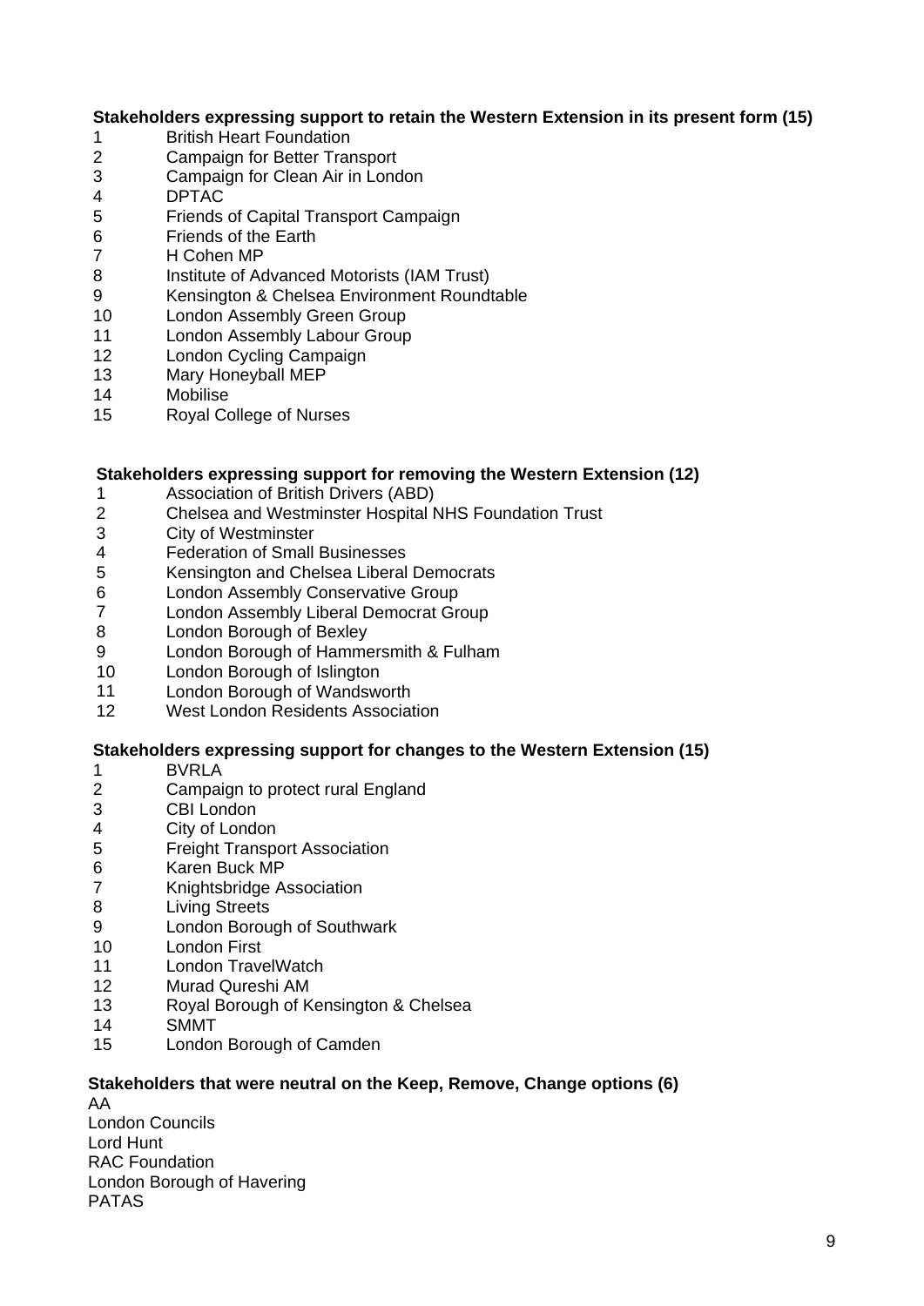**Stakeholders expressing support to retain the Western Extension in its present form (15)**

1. British Heart Foundation
2. Campaign for Better Transport
3. Campaign for Clean Air in London
4. DPTAC
5. Friends of Capital Transport Campaign
6. Friends of the Earth
7. H Cohen MP
8. Institute of Advanced Motorists (IAM Trust)
9. Kensington & Chelsea Environment Roundtable
10. London Assembly Green Group
11. London Assembly Labour Group
12. London Cycling Campaign
13. Mary Honeyball MEP
14. Mobilise
15. Royal College of Nurses

**Stakeholders expressing support for removing the Western Extension (12)**

1. Association of British Drivers (ABD)
2. Chelsea and Westminster Hospital NHS Foundation Trust
3. City of Westminster
4. Federation of Small Businesses
5. Kensington and Chelsea Liberal Democrats
6. London Assembly Conservative Group
7. London Assembly Liberal Democrat Group
8. London Borough of Bexley
9. London Borough of Hammersmith & Fulham
10. London Borough of Islington
11. London Borough of Wandsworth
12. West London Residents Association

**Stakeholders expressing support for changes to the Western Extension (15)**

1. BVRLA
2. Campaign to protect rural England
3. CBI London
4. City of London
5. Freight Transport Association
6. Karen Buck MP
7. Knightsbridge Association
8. Living Streets
9. London Borough of Southwark
10. London First
11. London TravelWatch
12. Murad Qureshi AM
13. Royal Borough of Kensington & Chelsea
14. SMMT
15. London Borough of Camden

**Stakeholders that were neutral on the Keep, Remove, Change options (6)**

AA
London Councils
Lord Hunt
RAC Foundation
London Borough of Havering
PATAS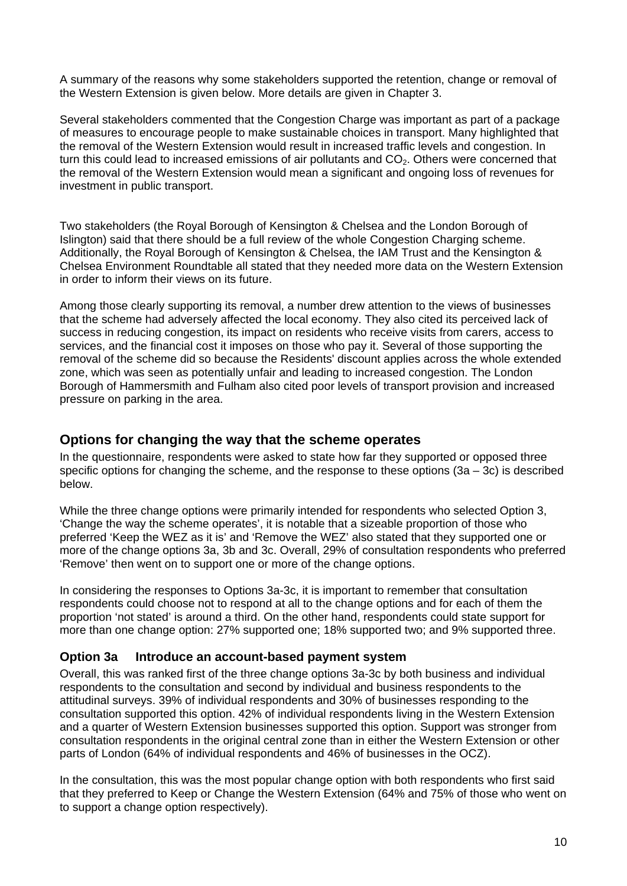A summary of the reasons why some stakeholders supported the retention, change or removal of the Western Extension is given below. More details are given in Chapter 3.

Several stakeholders commented that the Congestion Charge was important as part of a package of measures to encourage people to make sustainable choices in transport. Many highlighted that the removal of the Western Extension would result in increased traffic levels and congestion. In turn this could lead to increased emissions of air pollutants and $CO_2$. Others were concerned that the removal of the Western Extension would mean a significant and ongoing loss of revenues for investment in public transport.

Two stakeholders (the Royal Borough of Kensington & Chelsea and the London Borough of Islington) said that there should be a full review of the whole Congestion Charging scheme. Additionally, the Royal Borough of Kensington & Chelsea, the IAM Trust and the Kensington & Chelsea Environment Roundtable all stated that they needed more data on the Western Extension in order to inform their views on its future.

Among those clearly supporting its removal, a number drew attention to the views of businesses that the scheme had adversely affected the local economy. They also cited its perceived lack of success in reducing congestion, its impact on residents who receive visits from carers, access to services, and the financial cost it imposes on those who pay it. Several of those supporting the removal of the scheme did so because the Residents' discount applies across the whole extended zone, which was seen as potentially unfair and leading to increased congestion. The London Borough of Hammersmith and Fulham also cited poor levels of transport provision and increased pressure on parking in the area.

## Options for changing the way that the scheme operates

In the questionnaire, respondents were asked to state how far they supported or opposed three specific options for changing the scheme, and the response to these options (3a – 3c) is described below.

While the three change options were primarily intended for respondents who selected Option 3, 'Change the way the scheme operates', it is notable that a sizeable proportion of those who preferred 'Keep the WEZ as it is' and 'Remove the WEZ' also stated that they supported one or more of the change options 3a, 3b and 3c. Overall, 29% of consultation respondents who preferred 'Remove' then went on to support one or more of the change options.

In considering the responses to Options 3a-3c, it is important to remember that consultation respondents could choose not to respond at all to the change options and for each of them the proportion 'not stated' is around a third. On the other hand, respondents could state support for more than one change option: 27% supported one; 18% supported two; and 9% supported three.

### Option 3a Introduce an account-based payment system

Overall, this was ranked first of the three change options 3a-3c by both business and individual respondents to the consultation and second by individual and business respondents to the attitudinal surveys. 39% of individual respondents and 30% of businesses responding to the consultation supported this option. 42% of individual respondents living in the Western Extension and a quarter of Western Extension businesses supported this option. Support was stronger from consultation respondents in the original central zone than in either the Western Extension or other parts of London (64% of individual respondents and 46% of businesses in the OCZ).

In the consultation, this was the most popular change option with both respondents who first said that they preferred to Keep or Change the Western Extension (64% and 75% of those who went on to support a change option respectively).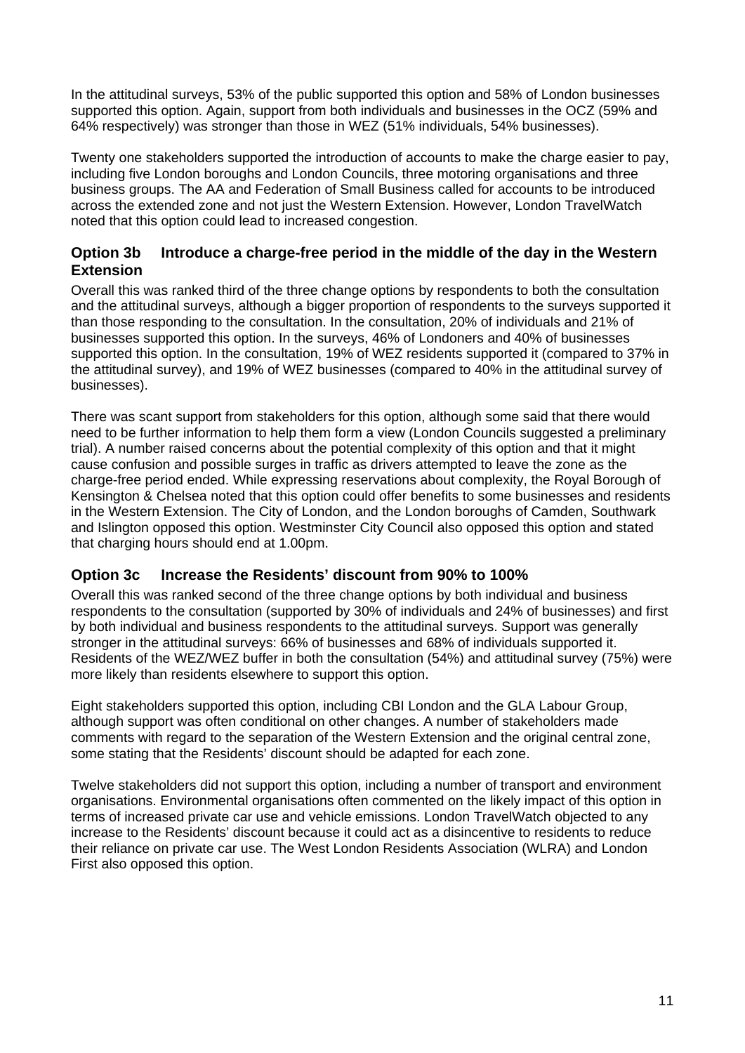In the attitudinal surveys, 53% of the public supported this option and 58% of London businesses supported this option. Again, support from both individuals and businesses in the OCZ (59% and 64% respectively) was stronger than those in WEZ (51% individuals, 54% businesses).

Twenty one stakeholders supported the introduction of accounts to make the charge easier to pay, including five London boroughs and London Councils, three motoring organisations and three business groups. The AA and Federation of Small Business called for accounts to be introduced across the extended zone and not just the Western Extension. However, London TravelWatch noted that this option could lead to increased congestion.

### Option 3b Introduce a charge-free period in the middle of the day in the Western Extension

Overall this was ranked third of the three change options by respondents to both the consultation and the attitudinal surveys, although a bigger proportion of respondents to the surveys supported it than those responding to the consultation. In the consultation, 20% of individuals and 21% of businesses supported this option. In the surveys, 46% of Londoners and 40% of businesses supported this option. In the consultation, 19% of WEZ residents supported it (compared to 37% in the attitudinal survey), and 19% of WEZ businesses (compared to 40% in the attitudinal survey of businesses).

There was scant support from stakeholders for this option, although some said that there would need to be further information to help them form a view (London Councils suggested a preliminary trial). A number raised concerns about the potential complexity of this option and that it might cause confusion and possible surges in traffic as drivers attempted to leave the zone as the charge-free period ended. While expressing reservations about complexity, the Royal Borough of Kensington & Chelsea noted that this option could offer benefits to some businesses and residents in the Western Extension. The City of London, and the London boroughs of Camden, Southwark and Islington opposed this option. Westminster City Council also opposed this option and stated that charging hours should end at 1.00pm.

### Option 3c Increase the Residents' discount from 90% to 100%

Overall this was ranked second of the three change options by both individual and business respondents to the consultation (supported by 30% of individuals and 24% of businesses) and first by both individual and business respondents to the attitudinal surveys. Support was generally stronger in the attitudinal surveys: 66% of businesses and 68% of individuals supported it. Residents of the WEZ/WEZ buffer in both the consultation (54%) and attitudinal survey (75%) were more likely than residents elsewhere to support this option.

Eight stakeholders supported this option, including CBI London and the GLA Labour Group, although support was often conditional on other changes. A number of stakeholders made comments with regard to the separation of the Western Extension and the original central zone, some stating that the Residents' discount should be adapted for each zone.

Twelve stakeholders did not support this option, including a number of transport and environment organisations. Environmental organisations often commented on the likely impact of this option in terms of increased private car use and vehicle emissions. London TravelWatch objected to any increase to the Residents' discount because it could act as a disincentive to residents to reduce their reliance on private car use. The West London Residents Association (WLRA) and London First also opposed this option.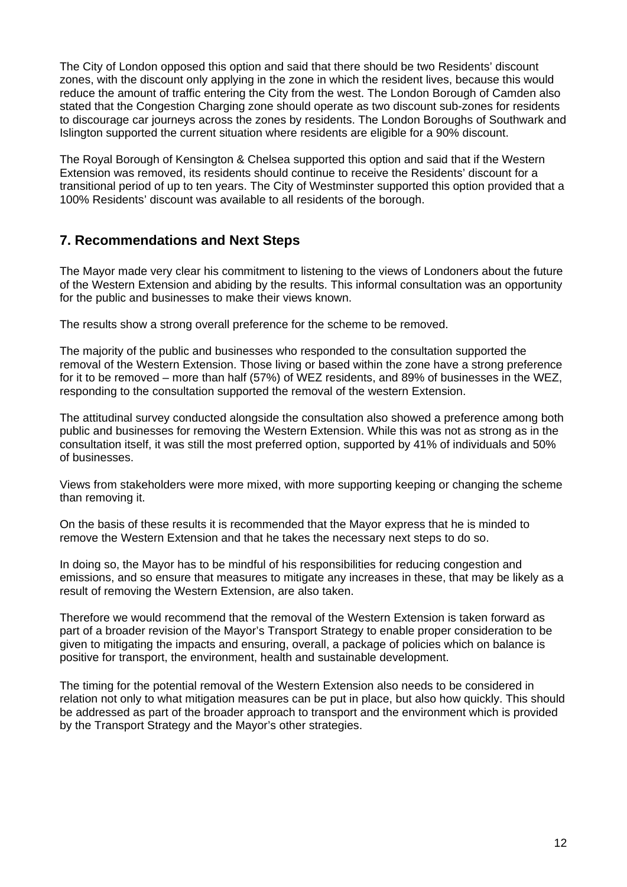The City of London opposed this option and said that there should be two Residents' discount zones, with the discount only applying in the zone in which the resident lives, because this would reduce the amount of traffic entering the City from the west. The London Borough of Camden also stated that the Congestion Charging zone should operate as two discount sub-zones for residents to discourage car journeys across the zones by residents. The London Boroughs of Southwark and Islington supported the current situation where residents are eligible for a 90% discount.

The Royal Borough of Kensington & Chelsea supported this option and said that if the Western Extension was removed, its residents should continue to receive the Residents' discount for a transitional period of up to ten years. The City of Westminster supported this option provided that a 100% Residents' discount was available to all residents of the borough.

## 7. Recommendations and Next Steps

The Mayor made very clear his commitment to listening to the views of Londoners about the future of the Western Extension and abiding by the results. This informal consultation was an opportunity for the public and businesses to make their views known.

The results show a strong overall preference for the scheme to be removed.

The majority of the public and businesses who responded to the consultation supported the removal of the Western Extension. Those living or based within the zone have a strong preference for it to be removed – more than half (57%) of WEZ residents, and 89% of businesses in the WEZ, responding to the consultation supported the removal of the western Extension.

The attitudinal survey conducted alongside the consultation also showed a preference among both public and businesses for removing the Western Extension. While this was not as strong as in the consultation itself, it was still the most preferred option, supported by 41% of individuals and 50% of businesses.

Views from stakeholders were more mixed, with more supporting keeping or changing the scheme than removing it.

On the basis of these results it is recommended that the Mayor express that he is minded to remove the Western Extension and that he takes the necessary next steps to do so.

In doing so, the Mayor has to be mindful of his responsibilities for reducing congestion and emissions, and so ensure that measures to mitigate any increases in these, that may be likely as a result of removing the Western Extension, are also taken.

Therefore we would recommend that the removal of the Western Extension is taken forward as part of a broader revision of the Mayor's Transport Strategy to enable proper consideration to be given to mitigating the impacts and ensuring, overall, a package of policies which on balance is positive for transport, the environment, health and sustainable development.

The timing for the potential removal of the Western Extension also needs to be considered in relation not only to what mitigation measures can be put in place, but also how quickly. This should be addressed as part of the broader approach to transport and the environment which is provided by the Transport Strategy and the Mayor's other strategies.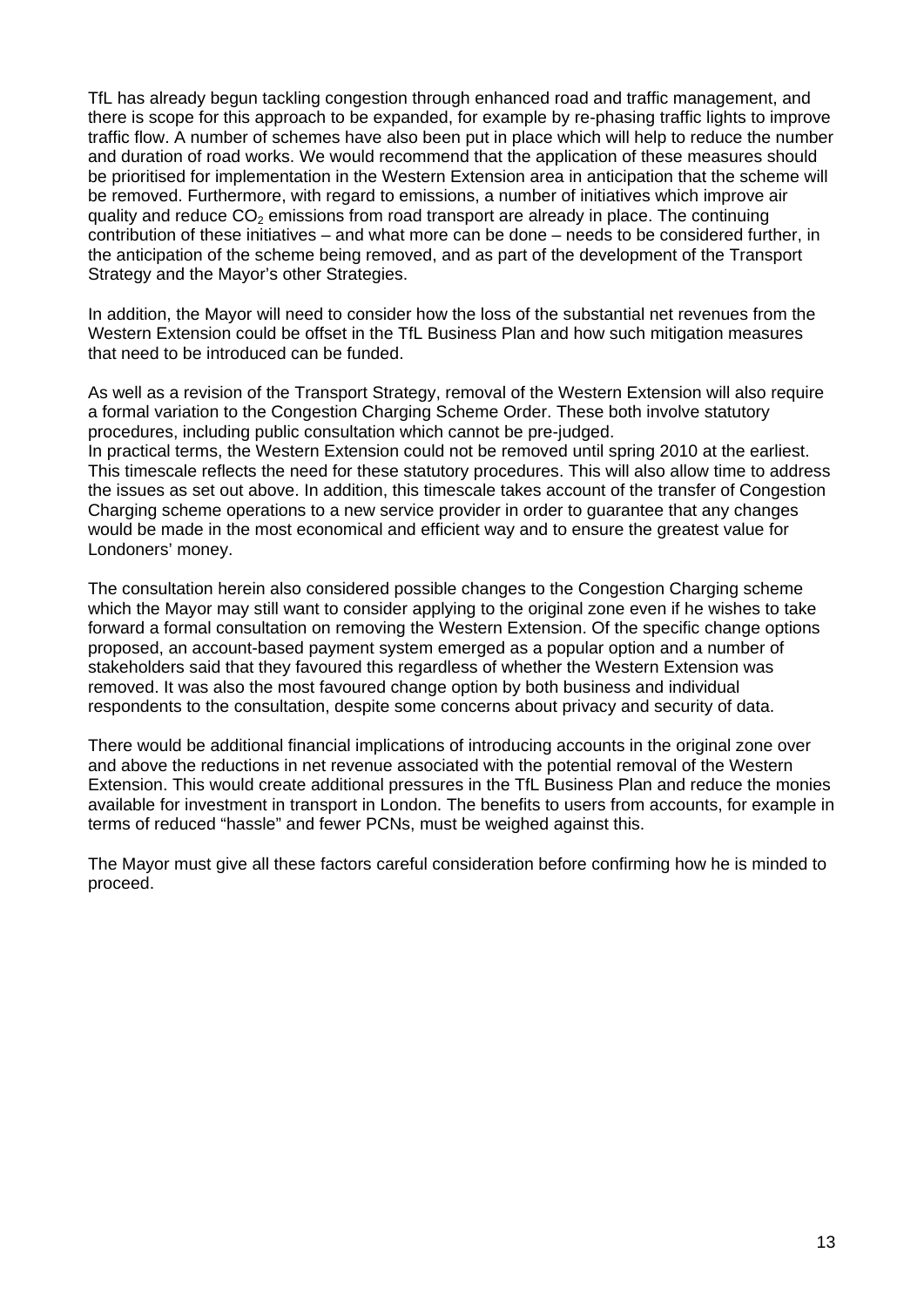TfL has already begun tackling congestion through enhanced road and traffic management, and there is scope for this approach to be expanded, for example by re-phasing traffic lights to improve traffic flow. A number of schemes have also been put in place which will help to reduce the number and duration of road works. We would recommend that the application of these measures should be prioritised for implementation in the Western Extension area in anticipation that the scheme will be removed. Furthermore, with regard to emissions, a number of initiatives which improve air quality and reduce $CO_2$ emissions from road transport are already in place. The continuing contribution of these initiatives – and what more can be done – needs to be considered further, in the anticipation of the scheme being removed, and as part of the development of the Transport Strategy and the Mayor's other Strategies.

In addition, the Mayor will need to consider how the loss of the substantial net revenues from the Western Extension could be offset in the TfL Business Plan and how such mitigation measures that need to be introduced can be funded.

As well as a revision of the Transport Strategy, removal of the Western Extension will also require a formal variation to the Congestion Charging Scheme Order. These both involve statutory procedures, including public consultation which cannot be pre-judged.
In practical terms, the Western Extension could not be removed until spring 2010 at the earliest. This timescale reflects the need for these statutory procedures. This will also allow time to address the issues as set out above. In addition, this timescale takes account of the transfer of Congestion Charging scheme operations to a new service provider in order to guarantee that any changes would be made in the most economical and efficient way and to ensure the greatest value for Londoners' money.

The consultation herein also considered possible changes to the Congestion Charging scheme which the Mayor may still want to consider applying to the original zone even if he wishes to take forward a formal consultation on removing the Western Extension. Of the specific change options proposed, an account-based payment system emerged as a popular option and a number of stakeholders said that they favoured this regardless of whether the Western Extension was removed. It was also the most favoured change option by both business and individual respondents to the consultation, despite some concerns about privacy and security of data.

There would be additional financial implications of introducing accounts in the original zone over and above the reductions in net revenue associated with the potential removal of the Western Extension. This would create additional pressures in the TfL Business Plan and reduce the monies available for investment in transport in London. The benefits to users from accounts, for example in terms of reduced "hassle" and fewer PCNs, must be weighed against this.

The Mayor must give all these factors careful consideration before confirming how he is minded to proceed.